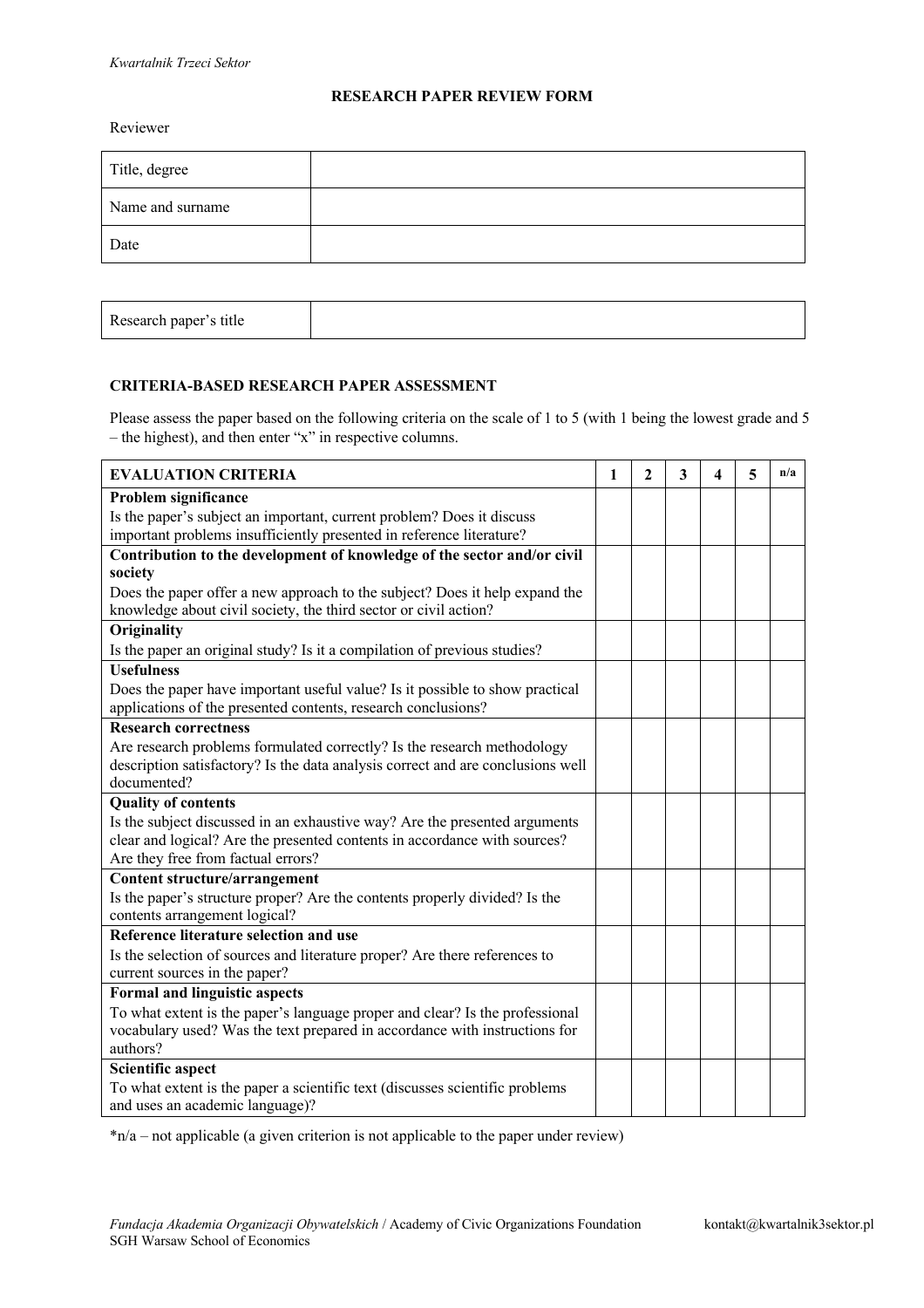*Kwartalnik Trzeci Sektor*

## RESEARCH PAPER REVIEW FORM

Reviewer

| Title, degree | |
|---|---|
| Name and surname | |
| Date | |

| Research paper's title | |
|---|---|

### CRITERIA-BASED RESEARCH PAPER ASSESSMENT

Please assess the paper based on the following criteria on the scale of 1 to 5 (with 1 being the lowest grade and 5 – the highest), and then enter "x" in respective columns.

| EVALUATION CRITERIA | 1 | 2 | 3 | 4 | 5 | n/a |
|---|---|---|---|---|---|---|
| **Problem significance**<br>Is the paper's subject an important, current problem? Does it discuss important problems insufficiently presented in reference literature? | | | | | | |
| **Contribution to the development of knowledge of the sector and/or civil society**<br>Does the paper offer a new approach to the subject? Does it help expand the knowledge about civil society, the third sector or civil action? | | | | | | |
| **Originality**<br>Is the paper an original study? Is it a compilation of previous studies? | | | | | | |
| **Usefulness**<br>Does the paper have important useful value? Is it possible to show practical applications of the presented contents, research conclusions? | | | | | | |
| **Research correctness**<br>Are research problems formulated correctly? Is the research methodology description satisfactory? Is the data analysis correct and are conclusions well documented? | | | | | | |
| **Quality of contents**<br>Is the subject discussed in an exhaustive way? Are the presented arguments clear and logical? Are the presented contents in accordance with sources? Are they free from factual errors? | | | | | | |
| **Content structure/arrangement**<br>Is the paper's structure proper? Are the contents properly divided? Is the contents arrangement logical? | | | | | | |
| **Reference literature selection and use**<br>Is the selection of sources and literature proper? Are there references to current sources in the paper? | | | | | | |
| **Formal and linguistic aspects**<br>To what extent is the paper's language proper and clear? Is the professional vocabulary used? Was the text prepared in accordance with instructions for authors? | | | | | | |
| **Scientific aspect**<br>To what extent is the paper a scientific text (discusses scientific problems and uses an academic language)? | | | | | | |

*n/a – not applicable (a given criterion is not applicable to the paper under review)

*Fundacja Akademia Organizacji Obywatelskich* / Academy of Civic Organizations Foundation kontakt@kwartalnik3sektor.pl
SGH Warsaw School of Economics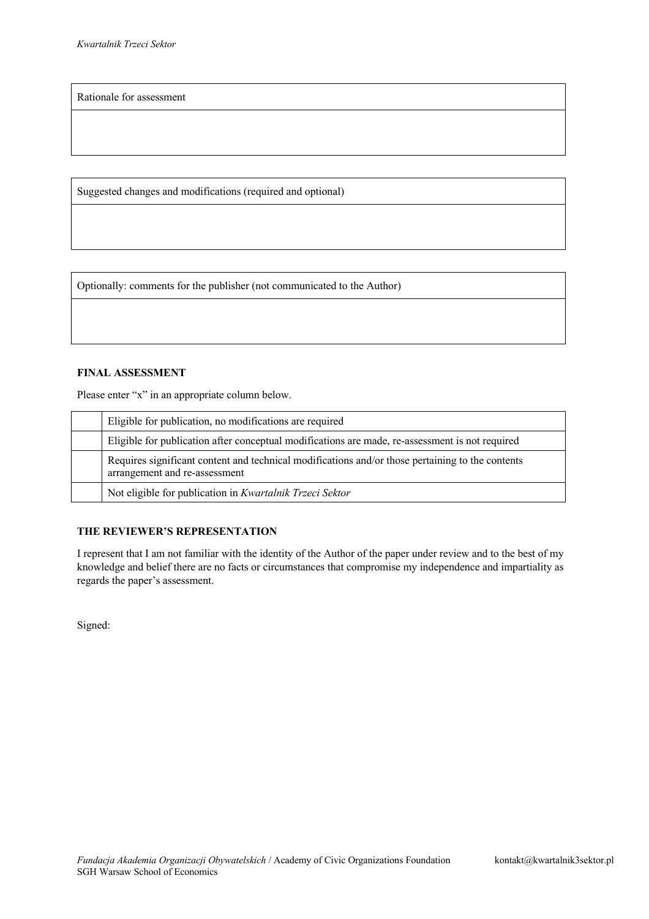| Rationale for assessment |
| --- |
| |

| Suggested changes and modifications (required and optional) |
| --- |
| |

| Optionally: comments for the publisher (not communicated to the Author) |
| --- |
| |

**FINAL ASSESSMENT**

Please enter "x" in an appropriate column below.

| | |
| --- | --- |
| | Eligible for publication, no modifications are required |
| | Eligible for publication after conceptual modifications are made, re-assessment is not required |
| | Requires significant content and technical modifications and/or those pertaining to the contents arrangement and re-assessment |
| | Not eligible for publication in *Kwartalnik Trzeci Sektor* |

**THE REVIEWER'S REPRESENTATION**

I represent that I am not familiar with the identity of the Author of the paper under review and to the best of my knowledge and belief there are no facts or circumstances that compromise my independence and impartiality as regards the paper's assessment.

Signed: